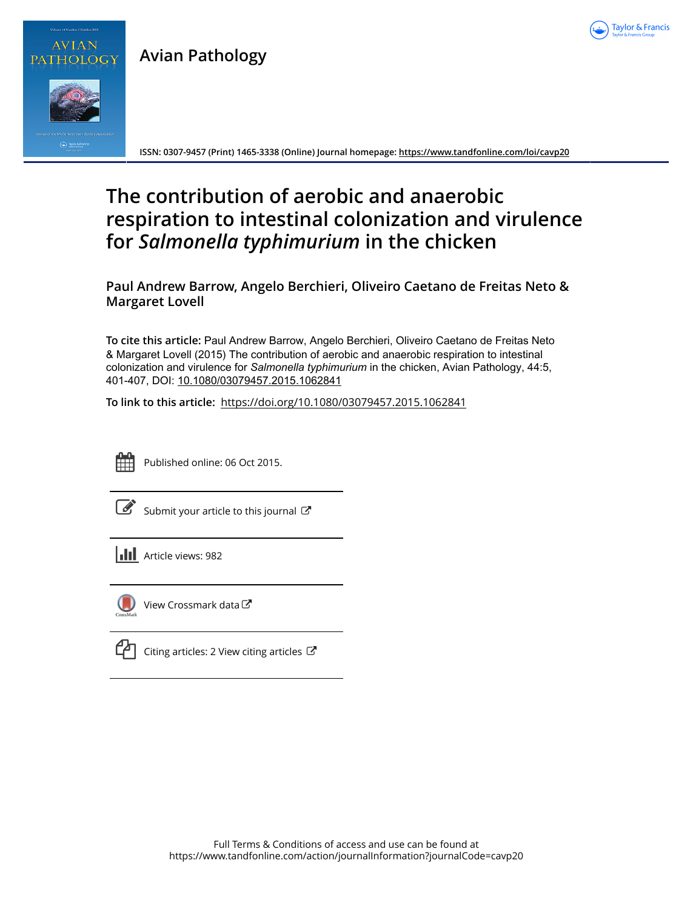Avian Pathology

ISSN: 0307-9457 (Print) 1465-3338 (Online) Journal homepage: https://www.tandfonline.com/loi/cavp20

# The contribution of aerobic and anaerobic respiration to intestinal colonization and virulence for *Salmonella typhimurium* in the chicken

**Paul Andrew Barrow, Angelo Berchieri, Oliveiro Caetano de Freitas Neto & Margaret Lovell**

**To cite this article:** Paul Andrew Barrow, Angelo Berchieri, Oliveiro Caetano de Freitas Neto & Margaret Lovell (2015) The contribution of aerobic and anaerobic respiration to intestinal colonization and virulence for *Salmonella typhimurium* in the chicken, Avian Pathology, 44:5, 401-407, DOI: 10.1080/03079457.2015.1062841

**To link to this article:** https://doi.org/10.1080/03079457.2015.1062841

Published online: 06 Oct 2015.

Submit your article to this journal

Article views: 982

View Crossmark data

Citing articles: 2 View citing articles

Full Terms & Conditions of access and use can be found at https://www.tandfonline.com/action/journalInformation?journalCode=cavp20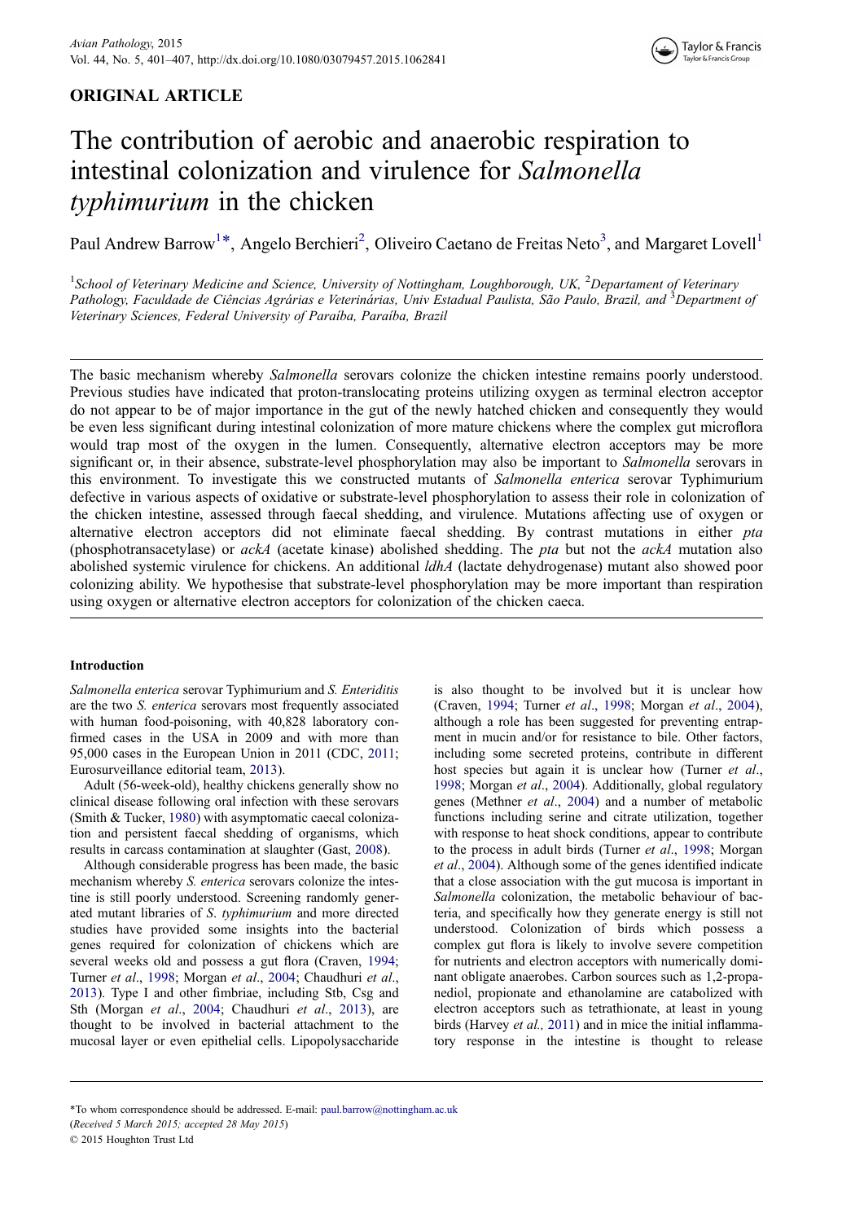# The contribution of aerobic and anaerobic respiration to intestinal colonization and virulence for *Salmonella typhimurium* in the chicken

Paul Andrew Barrow[1]*, Angelo Berchieri[2], Oliveiro Caetano de Freitas Neto[3], and Margaret Lovell[1]

[1]*School of Veterinary Medicine and Science, University of Nottingham, Loughborough, UK,* [2]*Departament of Veterinary Pathology, Faculdade de Ciências Agrárias e Veterinárias, Univ Estadual Paulista, São Paulo, Brazil, and* [3]*Department of Veterinary Sciences, Federal University of Paraíba, Paraíba, Brazil*

The basic mechanism whereby *Salmonella* serovars colonize the chicken intestine remains poorly understood. Previous studies have indicated that proton-translocating proteins utilizing oxygen as terminal electron acceptor do not appear to be of major importance in the gut of the newly hatched chicken and consequently they would be even less significant during intestinal colonization of more mature chickens where the complex gut microflora would trap most of the oxygen in the lumen. Consequently, alternative electron acceptors may be more significant or, in their absence, substrate-level phosphorylation may also be important to *Salmonella* serovars in this environment. To investigate this we constructed mutants of *Salmonella enterica* serovar Typhimurium defective in various aspects of oxidative or substrate-level phosphorylation to assess their role in colonization of the chicken intestine, assessed through faecal shedding, and virulence. Mutations affecting use of oxygen or alternative electron acceptors did not eliminate faecal shedding. By contrast mutations in either *pta* (phosphotransacetylase) or *ackA* (acetate kinase) abolished shedding. The *pta* but not the *ackA* mutation also abolished systemic virulence for chickens. An additional *ldhA* (lactate dehydrogenase) mutant also showed poor colonizing ability. We hypothesise that substrate-level phosphorylation may be more important than respiration using oxygen or alternative electron acceptors for colonization of the chicken caeca.

## Introduction

*Salmonella enterica* serovar Typhimurium and *S. Enteritidis* are the two *S. enterica* serovars most frequently associated with human food-poisoning, with 40,828 laboratory confirmed cases in the USA in 2009 and with more than 95,000 cases in the European Union in 2011 (CDC, 2011; Eurosurveillance editorial team, 2013).

Adult (56-week-old), healthy chickens generally show no clinical disease following oral infection with these serovars (Smith & Tucker, 1980) with asymptomatic caecal colonization and persistent faecal shedding of organisms, which results in carcass contamination at slaughter (Gast, 2008).

Although considerable progress has been made, the basic mechanism whereby *S. enterica* serovars colonize the intestine is still poorly understood. Screening randomly generated mutant libraries of *S. typhimurium* and more directed studies have provided some insights into the bacterial genes required for colonization of chickens which are several weeks old and possess a gut flora (Craven, 1994; Turner *et al*., 1998; Morgan *et al*., 2004; Chaudhuri *et al*., 2013). Type I and other fimbriae, including Stb, Csg and Sth (Morgan *et al*., 2004; Chaudhuri *et al*., 2013), are thought to be involved in bacterial attachment to the mucosal layer or even epithelial cells. Lipopolysaccharide is also thought to be involved but it is unclear how (Craven, 1994; Turner *et al*., 1998; Morgan *et al*., 2004), although a role has been suggested for preventing entrapment in mucin and/or for resistance to bile. Other factors, including some secreted proteins, contribute in different host species but again it is unclear how (Turner *et al*., 1998; Morgan *et al*., 2004). Additionally, global regulatory genes (Methner *et al*., 2004) and a number of metabolic functions including serine and citrate utilization, together with response to heat shock conditions, appear to contribute to the process in adult birds (Turner *et al*., 1998; Morgan *et al*., 2004). Although some of the genes identified indicate that a close association with the gut mucosa is important in *Salmonella* colonization, the metabolic behaviour of bacteria, and specifically how they generate energy is still not understood. Colonization of birds which possess a complex gut flora is likely to involve severe competition for nutrients and electron acceptors with numerically dominant obligate anaerobes. Carbon sources such as 1,2-propanediol, propionate and ethanolamine are catabolized with electron acceptors such as tetrathionate, at least in young birds (Harvey *et al.,* 2011) and in mice the initial inflammatory response in the intestine is thought to release

*To whom correspondence should be addressed. E-mail: paul.barrow@nottingham.ac.uk

(*Received 5 March 2015; accepted 28 May 2015*)

© 2015 Houghton Trust Ltd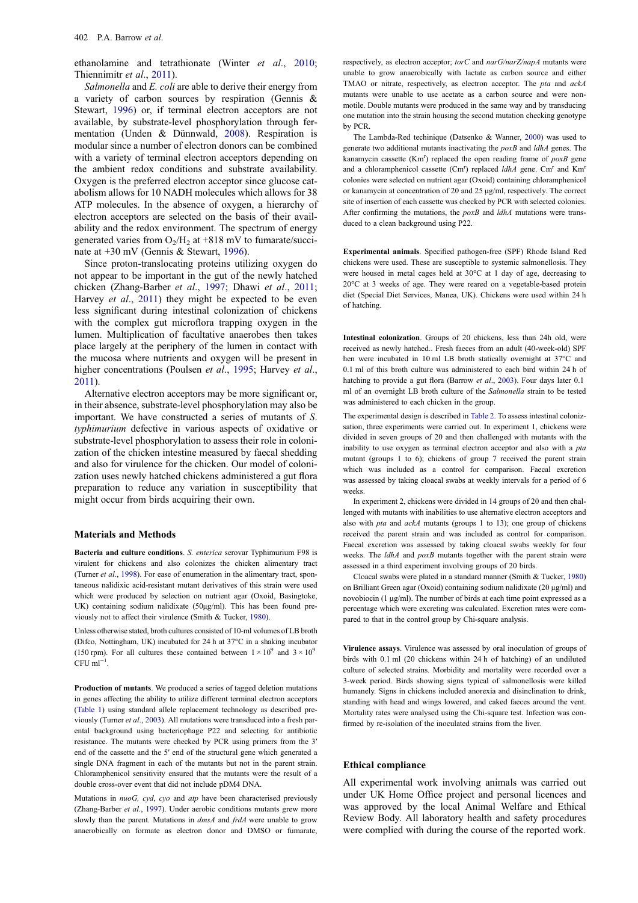ethanolamine and tetrathionate (Winter *et al*., 2010; Thiennimitr *et al*., 2011).

*Salmonella* and *E. coli* are able to derive their energy from a variety of carbon sources by respiration (Gennis & Stewart, 1996) or, if terminal electron acceptors are not available, by substrate-level phosphorylation through fermentation (Unden & Dünnwald, 2008). Respiration is modular since a number of electron donors can be combined with a variety of terminal electron acceptors depending on the ambient redox conditions and substrate availability. Oxygen is the preferred electron acceptor since glucose catabolism allows for 10 NADH molecules which allows for 38 ATP molecules. In the absence of oxygen, a hierarchy of electron acceptors are selected on the basis of their availability and the redox environment. The spectrum of energy generated varies from $O_2/H_2$ at +818 mV to fumarate/succinate at +30 mV (Gennis & Stewart, 1996).

Since proton-translocating proteins utilizing oxygen do not appear to be important in the gut of the newly hatched chicken (Zhang-Barber *et al*., 1997; Dhawi *et al*., 2011; Harvey *et al*., 2011) they might be expected to be even less significant during intestinal colonization of chickens with the complex gut microflora trapping oxygen in the lumen. Multiplication of facultative anaerobes then takes place largely at the periphery of the lumen in contact with the mucosa where nutrients and oxygen will be present in higher concentrations (Poulsen *et al*., 1995; Harvey *et al*., 2011).

Alternative electron acceptors may be more significant or, in their absence, substrate-level phosphorylation may also be important. We have constructed a series of mutants of *S. typhimurium* defective in various aspects of oxidative or substrate-level phosphorylation to assess their role in colonization of the chicken intestine measured by faecal shedding and also for virulence for the chicken. Our model of colonization uses newly hatched chickens administered a gut flora preparation to reduce any variation in susceptibility that might occur from birds acquiring their own.

## Materials and Methods

**Bacteria and culture conditions**. *S. enterica* serovar Typhimurium F98 is virulent for chickens and also colonizes the chicken alimentary tract (Turner *et al*., 1998). For ease of enumeration in the alimentary tract, spontaneous nalidixic acid-resistant mutant derivatives of this strain were used which were produced by selection on nutrient agar (Oxoid, Basingtoke, UK) containing sodium nalidixate (50µg/ml). This has been found previously not to affect their virulence (Smith & Tucker, 1980).

Unless otherwise stated, broth cultures consisted of 10-ml volumes of LB broth (Difco, Nottingham, UK) incubated for 24 h at 37°C in a shaking incubator (150 rpm). For all cultures these contained between $1 \times 10^9$ and $3 \times 10^9$ CFU $ml^{-1}$.

**Production of mutants**. We produced a series of tagged deletion mutations in genes affecting the ability to utilize different terminal electron acceptors (Table 1) using standard allele replacement technology as described previously (Turner *et al*., 2003). All mutations were transduced into a fresh parental background using bacteriophage P22 and selecting for antibiotic resistance. The mutants were checked by PCR using primers from the 3′ end of the cassette and the 5′ end of the structural gene which generated a single DNA fragment in each of the mutants but not in the parent strain. Chloramphenicol sensitivity ensured that the mutants were the result of a double cross-over event that did not include pDM4 DNA.

Mutations in *nuoG, cyd, cyo* and *atp* have been characterised previously (Zhang-Barber *et al*., 1997). Under aerobic conditions mutants grew more slowly than the parent. Mutations in *dmsA* and *frdA* were unable to grow anaerobically on formate as electron donor and DMSO or fumarate, respectively, as electron acceptor; *torC* and *narG/narZ/napA* mutants were unable to grow anaerobically with lactate as carbon source and either TMAO or nitrate, respectively, as electron acceptor. The *pta* and *ackA* mutants were unable to use acetate as a carbon source and were non-motile. Double mutants were produced in the same way and by transducing one mutation into the strain housing the second mutation checking genotype by PCR.

The Lambda-Red techinique (Datsenko & Wanner, 2000) was used to generate two additional mutants inactivating the *poxB* and *ldhA* genes. The kanamycin cassette ($Km^r$) replaced the open reading frame of *poxB* gene and a chloramphenicol cassette ($Cm^r$) replaced *ldhA* gene. $Cm^r$ and $Km^r$ colonies were selected on nutrient agar (Oxoid) containing chloramphenicol or kanamycin at concentration of 20 and 25 µg/ml, respectively. The correct site of insertion of each cassette was checked by PCR with selected colonies. After confirming the mutations, the *poxB* and *ldhA* mutations were transduced to a clean background using P22.

**Experimental animals**. Specified pathogen-free (SPF) Rhode Island Red chickens were used. These are susceptible to systemic salmonellosis. They were housed in metal cages held at 30°C at 1 day of age, decreasing to 20°C at 3 weeks of age. They were reared on a vegetable-based protein diet (Special Diet Services, Manea, UK). Chickens were used within 24 h of hatching.

**Intestinal colonization**. Groups of 20 chickens, less than 24h old, were received as newly hatched.. Fresh faeces from an adult (40-week-old) SPF hen were incubated in 10 ml LB broth statically overnight at 37°C and 0.1 ml of this broth culture was administered to each bird within 24 h of hatching to provide a gut flora (Barrow *et al*., 2003). Four days later 0.1 ml of an overnight LB broth culture of the *Salmonella* strain to be tested was administered to each chicken in the group.

The experimental design is described in Table 2. To assess intestinal colonization, three experiments were carried out. In experiment 1, chickens were divided in seven groups of 20 and then challenged with mutants with the inability to use oxygen as terminal electron acceptor and also with a *pta* mutant (groups 1 to 6); chickens of group 7 received the parent strain which was included as a control for comparison. Faecal excretion was assessed by taking cloacal swabs at weekly intervals for a period of 6 weeks.

In experiment 2, chickens were divided in 14 groups of 20 and then challenged with mutants with inabilities to use alternative electron acceptors and also with *pta* and *ackA* mutants (groups 1 to 13); one group of chickens received the parent strain and was included as control for comparison. Faecal excretion was assessed by taking cloacal swabs weekly for four weeks. The *ldhA* and *poxB* mutants together with the parent strain were assessed in a third experiment involving groups of 20 birds.

Cloacal swabs were plated in a standard manner (Smith & Tucker, 1980) on Brilliant Green agar (Oxoid) containing sodium nalidixate (20 µg/ml) and novobiocin (1 µg/ml). The number of birds at each time point expressed as a percentage which were excreting was calculated. Excretion rates were compared to that in the control group by Chi-square analysis.

**Virulence assays**. Virulence was assessed by oral inoculation of groups of birds with 0.1 ml (20 chickens within 24 h of hatching) of an undiluted culture of selected strains. Morbidity and mortality were recorded over a 3-week period. Birds showing signs typical of salmonellosis were killed humanely. Signs in chickens included anorexia and disinclination to drink, standing with head and wings lowered, and caked faeces around the vent. Mortality rates were analysed using the Chi-square test. Infection was confirmed by re-isolation of the inoculated strains from the liver.

## Ethical compliance

All experimental work involving animals was carried out under UK Home Office project and personal licences and was approved by the local Animal Welfare and Ethical Review Body. All laboratory health and safety procedures were complied with during the course of the reported work.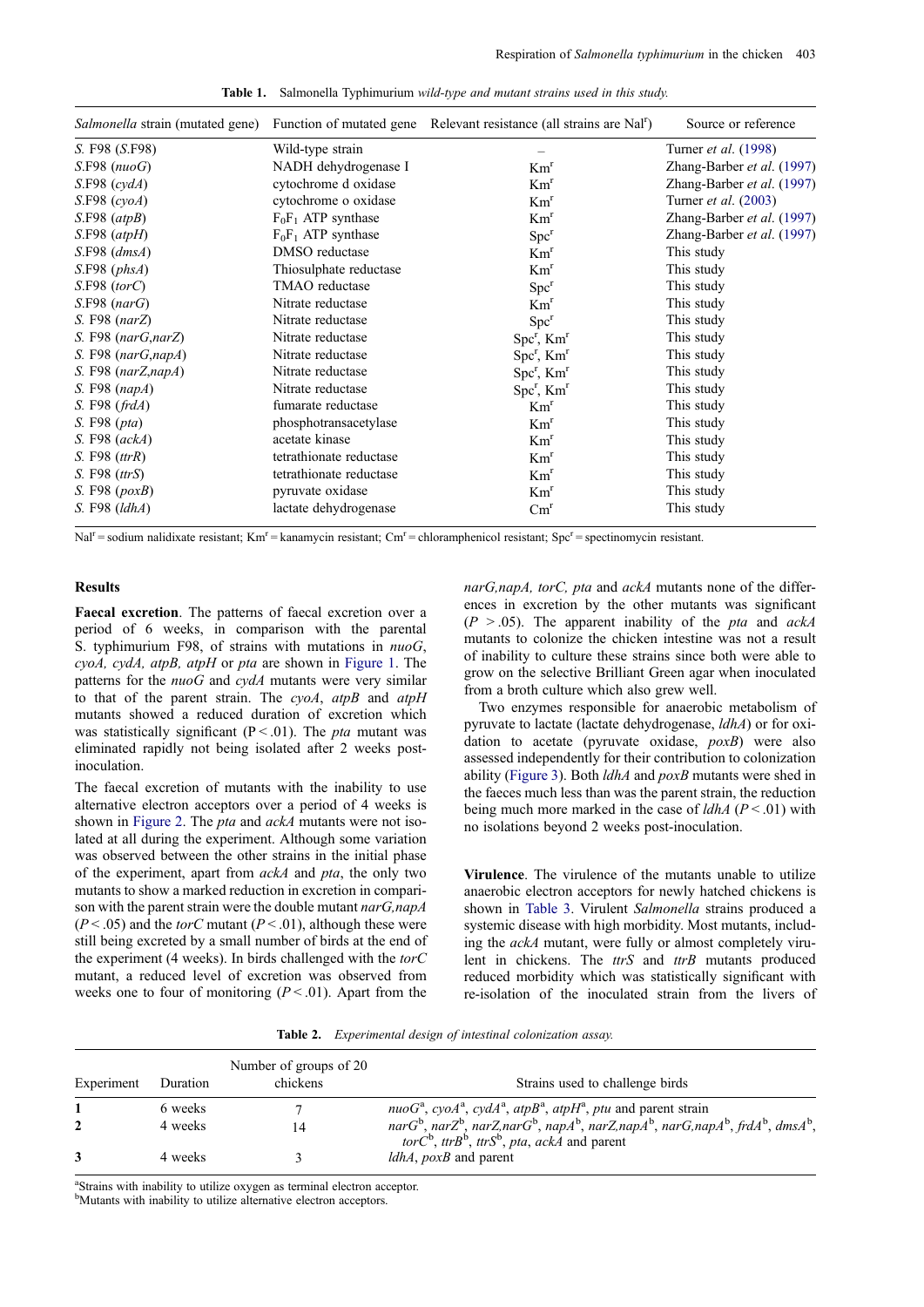**Table 1.** Salmonella Typhimurium *wild-type and mutant strains used in this study.*

| *Salmonella* strain (mutated gene) | Function of mutated gene | Relevant resistance (all strains are Nal$^r$) | Source or reference |
|---|---|---|---|
| *S.* F98 (*S.*F98) | Wild-type strain | – | Turner *et al.* (1998) |
| *S.*F98 (*nuoG*) | NADH dehydrogenase I | Km$^r$ | Zhang-Barber *et al.* (1997) |
| *S.*F98 (*cydA*) | cytochrome d oxidase | Km$^r$ | Zhang-Barber *et al.* (1997) |
| *S.*F98 (*cyoA*) | cytochrome o oxidase | Km$^r$ | Turner *et al.* (2003) |
| *S.*F98 (*atpB*) | $F_0F_1$ ATP synthase | Km$^r$ | Zhang-Barber *et al.* (1997) |
| *S.*F98 (*atpH*) | $F_0F_1$ ATP synthase | Spc$^r$ | Zhang-Barber *et al.* (1997) |
| *S.*F98 (*dmsA*) | DMSO reductase | Km$^r$ | This study |
| *S.*F98 (*phsA*) | Thiosulphate reductase | Km$^r$ | This study |
| *S.*F98 (*torC*) | TMAO reductase | Spc$^r$ | This study |
| *S.*F98 (*narG*) | Nitrate reductase | Km$^r$ | This study |
| *S.* F98 (*narZ*) | Nitrate reductase | Spc$^r$ | This study |
| *S.* F98 (*narG,narZ*) | Nitrate reductase | Spc$^r$, Km$^r$ | This study |
| *S.* F98 (*narG,napA*) | Nitrate reductase | Spc$^r$, Km$^r$ | This study |
| *S.* F98 (*narZ,napA*) | Nitrate reductase | Spc$^r$, Km$^r$ | This study |
| *S.* F98 (*napA*) | Nitrate reductase | Spc$^r$, Km$^r$ | This study |
| *S.* F98 (*frdA*) | fumarate reductase | Km$^r$ | This study |
| *S.* F98 (*pta*) | phosphotransacetylase | Km$^r$ | This study |
| *S.* F98 (*ackA*) | acetate kinase | Km$^r$ | This study |
| *S.* F98 (*ttrR*) | tetrathionate reductase | Km$^r$ | This study |
| *S.* F98 (*ttrS*) | tetrathionate reductase | Km$^r$ | This study |
| *S.* F98 (*poxB*) | pyruvate oxidase | Km$^r$ | This study |
| *S.* F98 (*ldhA*) | lactate dehydrogenase | Cm$^r$ | This study |

Nal$^r$ = sodium nalidixate resistant; Km$^r$ = kanamycin resistant; Cm$^r$ = chloramphenicol resistant; Spc$^r$ = spectinomycin resistant.

## Results

**Faecal excretion**. The patterns of faecal excretion over a period of 6 weeks, in comparison with the parental S. typhimurium F98, of strains with mutations in *nuoG*, *cyoA, cydA, atpB, atpH* or *pta* are shown in Figure 1. The patterns for the *nuoG* and *cydA* mutants were very similar to that of the parent strain. The *cyoA*, *atpB* and *atpH* mutants showed a reduced duration of excretion which was statistically significant ($P < .01$). The *pta* mutant was eliminated rapidly not being isolated after 2 weeks post-inoculation.

The faecal excretion of mutants with the inability to use alternative electron acceptors over a period of 4 weeks is shown in Figure 2. The *pta* and *ackA* mutants were not isolated at all during the experiment. Although some variation was observed between the other strains in the initial phase of the experiment, apart from *ackA* and *pta*, the only two mutants to show a marked reduction in excretion in comparison with the parent strain were the double mutant *narG,napA* ($P < .05$) and the *torC* mutant ($P < .01$), although these were still being excreted by a small number of birds at the end of the experiment (4 weeks). In birds challenged with the *torC* mutant, a reduced level of excretion was observed from weeks one to four of monitoring ($P < .01$). Apart from the *narG,napA, torC, pta* and *ackA* mutants none of the differences in excretion by the other mutants was significant ($P > .05$). The apparent inability of the *pta* and *ackA* mutants to colonize the chicken intestine was not a result of inability to culture these strains since both were able to grow on the selective Brilliant Green agar when inoculated from a broth culture which also grew well.

Two enzymes responsible for anaerobic metabolism of pyruvate to lactate (lactate dehydrogenase, *ldhA*) or for oxidation to acetate (pyruvate oxidase, *poxB*) were also assessed independently for their contribution to colonization ability (Figure 3). Both *ldhA* and *poxB* mutants were shed in the faeces much less than was the parent strain, the reduction being much more marked in the case of *ldhA* ($P < .01$) with no isolations beyond 2 weeks post-inoculation.

**Virulence**. The virulence of the mutants unable to utilize anaerobic electron acceptors for newly hatched chickens is shown in Table 3. Virulent *Salmonella* strains produced a systemic disease with high morbidity. Most mutants, including the *ackA* mutant, were fully or almost completely virulent in chickens. The *ttrS* and *ttrB* mutants produced reduced morbidity which was statistically significant with re-isolation of the inoculated strain from the livers of

**Table 2.** *Experimental design of intestinal colonization assay.*

| Experiment | Duration | Number of groups of 20 chickens | Strains used to challenge birds |
|---|---|---|---|
| **1** | 6 weeks | 7 | *nuoG*[a], *cyoA*[a], *cydA*[a], *atpB*[a], *atpH*[a], *ptu* and parent strain |
| **2** | 4 weeks | 14 | *narG*[b], *narZ*[b], *narZ,narG*[b], *napA*[b], *narZ,napA*[b], *narG,napA*[b], *frdA*[b], *dmsA*[b], *torC*[b], *ttrB*[b], *ttrS*[b], *pta*, *ackA* and parent |
| **3** | 4 weeks | 3 | *ldhA*, *poxB* and parent |

[a]Strains with inability to utilize oxygen as terminal electron acceptor.
[b]Mutants with inability to utilize alternative electron acceptors.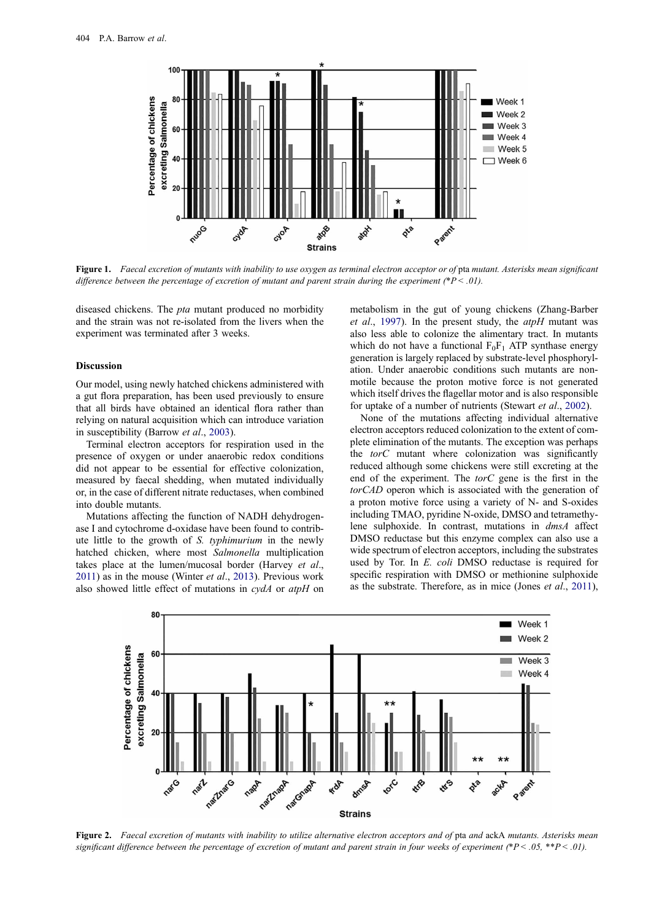Figure 1. *Faecal excretion of mutants with inability to use oxygen as terminal electron acceptor or of* pta *mutant. Asterisks mean significant difference between the percentage of excretion of mutant and parent strain during the experiment (*P < .01).*

diseased chickens. The *pta* mutant produced no morbidity and the strain was not re-isolated from the livers when the experiment was terminated after 3 weeks.

## Discussion

Our model, using newly hatched chickens administered with a gut flora preparation, has been used previously to ensure that all birds have obtained an identical flora rather than relying on natural acquisition which can introduce variation in susceptibility (Barrow *et al*., 2003).

Terminal electron acceptors for respiration used in the presence of oxygen or under anaerobic redox conditions did not appear to be essential for effective colonization, measured by faecal shedding, when mutated individually or, in the case of different nitrate reductases, when combined into double mutants.

Mutations affecting the function of NADH dehydrogenase I and cytochrome d-oxidase have been found to contribute little to the growth of *S. typhimurium* in the newly hatched chicken, where most *Salmonella* multiplication takes place at the lumen/mucosal border (Harvey *et al*., 2011) as in the mouse (Winter *et al*., 2013). Previous work also showed little effect of mutations in *cydA* or *atpH* on metabolism in the gut of young chickens (Zhang-Barber *et al*., 1997). In the present study, the *atpH* mutant was also less able to colonize the alimentary tract. In mutants which do not have a functional $F_0F_1$ ATP synthase energy generation is largely replaced by substrate-level phosphorylation. Under anaerobic conditions such mutants are non-motile because the proton motive force is not generated which itself drives the flagellar motor and is also responsible for uptake of a number of nutrients (Stewart *et al*., 2002).

None of the mutations affecting individual alternative electron acceptors reduced colonization to the extent of complete elimination of the mutants. The exception was perhaps the *torC* mutant where colonization was significantly reduced although some chickens were still excreting at the end of the experiment. The *torC* gene is the first in the *torCAD* operon which is associated with the generation of a proton motive force using a variety of N- and S-oxides including TMAO, pyridine N-oxide, DMSO and tetramethylene sulphoxide. In contrast, mutations in *dmsA* affect DMSO reductase but this enzyme complex can also use a wide spectrum of electron acceptors, including the substrates used by Tor. In *E. coli* DMSO reductase is required for specific respiration with DMSO or methionine sulphoxide as the substrate. Therefore, as in mice (Jones *et al*., 2011),

Figure 2. *Faecal excretion of mutants with inability to utilize alternative electron acceptors and of* pta *and* ackA *mutants. Asterisks mean significant difference between the percentage of excretion of mutant and parent strain in four weeks of experiment (*P < .05, **P < .01).*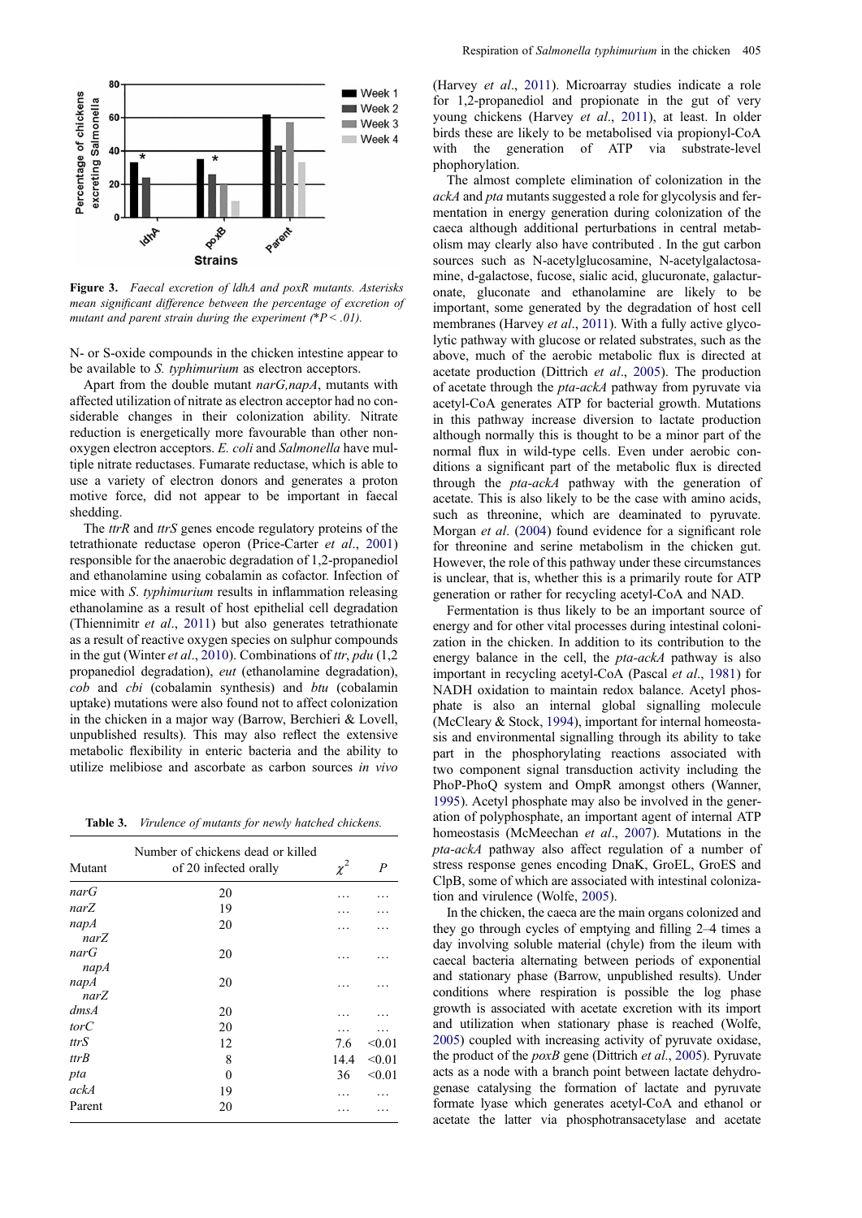Figure 3. *Faecal excretion of ldhA and poxR mutants. Asterisks mean significant difference between the percentage of excretion of mutant and parent strain during the experiment (*P < .01).*

N- or S-oxide compounds in the chicken intestine appear to be available to *S. typhimurium* as electron acceptors.

Apart from the double mutant *narG,napA*, mutants with affected utilization of nitrate as electron acceptor had no considerable changes in their colonization ability. Nitrate reduction is energetically more favourable than other non-oxygen electron acceptors. *E. coli* and *Salmonella* have multiple nitrate reductases. Fumarate reductase, which is able to use a variety of electron donors and generates a proton motive force, did not appear to be important in faecal shedding.

The *ttrR* and *ttrS* genes encode regulatory proteins of the tetrathionate reductase operon (Price-Carter *et al*., 2001) responsible for the anaerobic degradation of 1,2-propanediol and ethanolamine using cobalamin as cofactor. Infection of mice with *S. typhimurium* results in inflammation releasing ethanolamine as a result of host epithelial cell degradation (Thiennimitr *et al*., 2011) but also generates tetrathionate as a result of reactive oxygen species on sulphur compounds in the gut (Winter *et al*., 2010). Combinations of *ttr*, *pdu* (1,2 propanediol degradation), *eut* (ethanolamine degradation), *cob* and *cbi* (cobalamin synthesis) and *btu* (cobalamin uptake) mutations were also found not to affect colonization in the chicken in a major way (Barrow, Berchieri & Lovell, unpublished results). This may also reflect the extensive metabolic flexibility in enteric bacteria and the ability to utilize melibiose and ascorbate as carbon sources *in vivo*

Table 3. *Virulence of mutants for newly hatched chickens.*

| Mutant | Number of chickens dead or killed of 20 infected orally | $\chi^2$ | $P$ |
|---|---|---|---|
| *narG* | 20 | … | … |
| *narZ* | 19 | … | … |
| *napA narZ* | 20 | … | … |
| *narG napA* | 20 | … | … |
| *napA narZ* | 20 | … | … |
| *dmsA* | 20 | … | … |
| *torC* | 20 | … | … |
| *ttrS* | 12 | 7.6 | <0.01 |
| *ttrB* | 8 | 14.4 | <0.01 |
| *pta* | 0 | 36 | <0.01 |
| *ackA* | 19 | … | … |
| Parent | 20 | … | … |

(Harvey *et al*., 2011). Microarray studies indicate a role for 1,2-propanediol and propionate in the gut of very young chickens (Harvey *et al*., 2011), at least. In older birds these are likely to be metabolised via propionyl-CoA with the generation of ATP via substrate-level phosphorylation.

The almost complete elimination of colonization in the *ackA* and *pta* mutants suggested a role for glycolysis and fermentation in energy generation during colonization of the caeca although additional perturbations in central metabolism may clearly also have contributed . In the gut carbon sources such as N-acetylglucosamine, N-acetylgalactosamine, d-galactose, fucose, sialic acid, glucuronate, galacturonate, gluconate and ethanolamine are likely to be important, some generated by the degradation of host cell membranes (Harvey *et al*., 2011). With a fully active glycolytic pathway with glucose or related substrates, such as the above, much of the aerobic metabolic flux is directed at acetate production (Dittrich *et al*., 2005). The production of acetate through the *pta-ackA* pathway from pyruvate via acetyl-CoA generates ATP for bacterial growth. Mutations in this pathway increase diversion to lactate production although normally this is thought to be a minor part of the normal flux in wild-type cells. Even under aerobic conditions a significant part of the metabolic flux is directed through the *pta-ackA* pathway with the generation of acetate. This is also likely to be the case with amino acids, such as threonine, which are deaminated to pyruvate. Morgan *et al*. (2004) found evidence for a significant role for threonine and serine metabolism in the chicken gut. However, the role of this pathway under these circumstances is unclear, that is, whether this is a primarily route for ATP generation or rather for recycling acetyl-CoA and NAD.

Fermentation is thus likely to be an important source of energy and for other vital processes during intestinal colonization in the chicken. In addition to its contribution to the energy balance in the cell, the *pta-ackA* pathway is also important in recycling acetyl-CoA (Pascal *et al*., 1981) for NADH oxidation to maintain redox balance. Acetyl phosphate is also an internal global signalling molecule (McCleary & Stock, 1994), important for internal homeostasis and environmental signalling through its ability to take part in the phosphorylating reactions associated with two component signal transduction activity including the PhoP-PhoQ system and OmpR amongst others (Wanner, 1995). Acetyl phosphate may also be involved in the generation of polyphosphate, an important agent of internal ATP homeostasis (McMeechan *et al*., 2007). Mutations in the *pta-ackA* pathway also affect regulation of a number of stress response genes encoding DnaK, GroEL, GroES and ClpB, some of which are associated with intestinal colonization and virulence (Wolfe, 2005).

In the chicken, the caeca are the main organs colonized and they go through cycles of emptying and filling 2–4 times a day involving soluble material (chyle) from the ileum with caecal bacteria alternating between periods of exponential and stationary phase (Barrow, unpublished results). Under conditions where respiration is possible the log phase growth is associated with acetate excretion with its import and utilization when stationary phase is reached (Wolfe, 2005) coupled with increasing activity of pyruvate oxidase, the product of the *poxB* gene (Dittrich *et al*., 2005). Pyruvate acts as a node with a branch point between lactate dehydrogenase catalysing the formation of lactate and pyruvate formate lyase which generates acetyl-CoA and ethanol or acetate the latter via phosphotransacetylase and acetate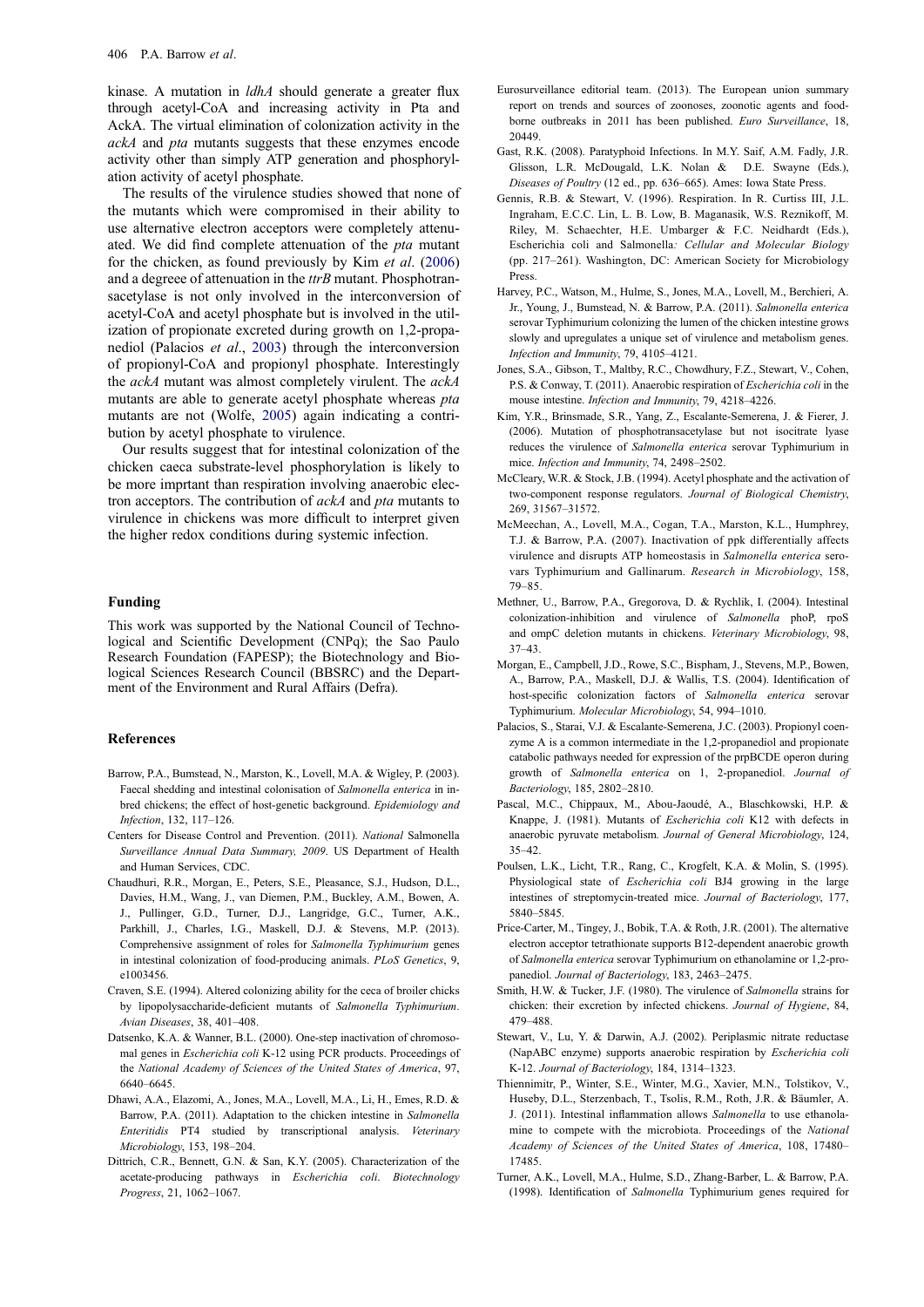kinase. A mutation in *ldhA* should generate a greater flux through acetyl-CoA and increasing activity in Pta and AckA. The virtual elimination of colonization activity in the *ackA* and *pta* mutants suggests that these enzymes encode activity other than simply ATP generation and phosphorylation activity of acetyl phosphate.

The results of the virulence studies showed that none of the mutants which were compromised in their ability to use alternative electron acceptors were completely attenuated. We did find complete attenuation of the *pta* mutant for the chicken, as found previously by Kim *et al*. (2006) and a degreee of attenuation in the *ttrB* mutant. Phosphotransacetylase is not only involved in the interconversion of acetyl-CoA and acetyl phosphate but is involved in the utilization of propionate excreted during growth on 1,2-propanediol (Palacios *et al*., 2003) through the interconversion of propionyl-CoA and propionyl phosphate. Interestingly the *ackA* mutant was almost completely virulent. The *ackA* mutants are able to generate acetyl phosphate whereas *pta* mutants are not (Wolfe, 2005) again indicating a contribution by acetyl phosphate to virulence.

Our results suggest that for intestinal colonization of the chicken caeca substrate-level phosphorylation is likely to be more imprtant than respiration involving anaerobic electron acceptors. The contribution of *ackA* and *pta* mutants to virulence in chickens was more difficult to interpret given the higher redox conditions during systemic infection.

## Funding

This work was supported by the National Council of Technological and Scientific Development (CNPq); the Sao Paulo Research Foundation (FAPESP); the Biotechnology and Biological Sciences Research Council (BBSRC) and the Department of the Environment and Rural Affairs (Defra).

## References

- Barrow, P.A., Bumstead, N., Marston, K., Lovell, M.A. & Wigley, P. (2003). Faecal shedding and intestinal colonisation of *Salmonella enterica* in inbred chickens; the effect of host-genetic background. *Epidemiology and Infection*, 132, 117–126.
- Centers for Disease Control and Prevention. (2011). *National* Salmonella *Surveillance Annual Data Summary, 2009*. US Department of Health and Human Services, CDC.
- Chaudhuri, R.R., Morgan, E., Peters, S.E., Pleasance, S.J., Hudson, D.L., Davies, H.M., Wang, J., van Diemen, P.M., Buckley, A.M., Bowen, A. J., Pullinger, G.D., Turner, D.J., Langridge, G.C., Turner, A.K., Parkhill, J., Charles, I.G., Maskell, D.J. & Stevens, M.P. (2013). Comprehensive assignment of roles for *Salmonella Typhimurium* genes in intestinal colonization of food-producing animals. *PLoS Genetics*, 9, e1003456.
- Craven, S.E. (1994). Altered colonizing ability for the ceca of broiler chicks by lipopolysaccharide-deficient mutants of *Salmonella Typhimurium*. *Avian Diseases*, 38, 401–408.
- Datsenko, K.A. & Wanner, B.L. (2000). One-step inactivation of chromosomal genes in *Escherichia coli* K-12 using PCR products. Proceedings of the *National Academy of Sciences of the United States of America*, 97, 6640–6645.
- Dhawi, A.A., Elazomi, A., Jones, M.A., Lovell, M.A., Li, H., Emes, R.D. & Barrow, P.A. (2011). Adaptation to the chicken intestine in *Salmonella Enteritidis* PT4 studied by transcriptional analysis. *Veterinary Microbiology*, 153, 198–204.
- Dittrich, C.R., Bennett, G.N. & San, K.Y. (2005). Characterization of the acetate-producing pathways in *Escherichia coli*. *Biotechnology Progress*, 21, 1062–1067.
- Eurosurveillance editorial team. (2013). The European union summary report on trends and sources of zoonoses, zoonotic agents and food-borne outbreaks in 2011 has been published. *Euro Surveillance*, 18, 20449.
- Gast, R.K. (2008). Paratyphoid Infections. In M.Y. Saif, A.M. Fadly, J.R. Glisson, L.R. McDougald, L.K. Nolan & D.E. Swayne (Eds.), *Diseases of Poultry* (12 ed., pp. 636–665). Ames: Iowa State Press.
- Gennis, R.B. & Stewart, V. (1996). Respiration. In R. Curtiss III, J.L. Ingraham, E.C.C. Lin, L. B. Low, B. Maganasik, W.S. Reznikoff, M. Riley, M. Schaechter, H.E. Umbarger & F.C. Neidhardt (Eds.), Escherichia coli and Salmonella*: Cellular and Molecular Biology* (pp. 217–261). Washington, DC: American Society for Microbiology Press.
- Harvey, P.C., Watson, M., Hulme, S., Jones, M.A., Lovell, M., Berchieri, A. Jr., Young, J., Bumstead, N. & Barrow, P.A. (2011). *Salmonella enterica* serovar Typhimurium colonizing the lumen of the chicken intestine grows slowly and upregulates a unique set of virulence and metabolism genes. *Infection and Immunity*, 79, 4105–4121.
- Jones, S.A., Gibson, T., Maltby, R.C., Chowdhury, F.Z., Stewart, V., Cohen, P.S. & Conway, T. (2011). Anaerobic respiration of *Escherichia coli* in the mouse intestine. *Infection and Immunity*, 79, 4218–4226.
- Kim, Y.R., Brinsmade, S.R., Yang, Z., Escalante-Semerena, J. & Fierer, J. (2006). Mutation of phosphotransacetylase but not isocitrate lyase reduces the virulence of *Salmonella enterica* serovar Typhimurium in mice. *Infection and Immunity*, 74, 2498–2502.
- McCleary, W.R. & Stock, J.B. (1994). Acetyl phosphate and the activation of two-component response regulators. *Journal of Biological Chemistry*, 269, 31567–31572.
- McMeechan, A., Lovell, M.A., Cogan, T.A., Marston, K.L., Humphrey, T.J. & Barrow, P.A. (2007). Inactivation of ppk differentially affects virulence and disrupts ATP homeostasis in *Salmonella enterica* serovars Typhimurium and Gallinarum. *Research in Microbiology*, 158, 79–85.
- Methner, U., Barrow, P.A., Gregorova, D. & Rychlik, I. (2004). Intestinal colonization-inhibition and virulence of *Salmonella* phoP, rpoS and ompC deletion mutants in chickens. *Veterinary Microbiology*, 98, 37–43.
- Morgan, E., Campbell, J.D., Rowe, S.C., Bispham, J., Stevens, M.P., Bowen, A., Barrow, P.A., Maskell, D.J. & Wallis, T.S. (2004). Identification of host-specific colonization factors of *Salmonella enterica* serovar Typhimurium. *Molecular Microbiology*, 54, 994–1010.
- Palacios, S., Starai, V.J. & Escalante-Semerena, J.C. (2003). Propionyl coenzyme A is a common intermediate in the 1,2-propanediol and propionate catabolic pathways needed for expression of the prpBCDE operon during growth of *Salmonella enterica* on 1, 2-propanediol. *Journal of Bacteriology*, 185, 2802–2810.
- Pascal, M.C., Chippaux, M., Abou-Jaoudé, A., Blaschkowski, H.P. & Knappe, J. (1981). Mutants of *Escherichia coli* K12 with defects in anaerobic pyruvate metabolism. *Journal of General Microbiology*, 124, 35–42.
- Poulsen, L.K., Licht, T.R., Rang, C., Krogfelt, K.A. & Molin, S. (1995). Physiological state of *Escherichia coli* BJ4 growing in the large intestines of streptomycin-treated mice. *Journal of Bacteriology*, 177, 5840–5845.
- Price-Carter, M., Tingey, J., Bobik, T.A. & Roth, J.R. (2001). The alternative electron acceptor tetrathionate supports B12-dependent anaerobic growth of *Salmonella enterica* serovar Typhimurium on ethanolamine or 1,2-propanediol. *Journal of Bacteriology*, 183, 2463–2475.
- Smith, H.W. & Tucker, J.F. (1980). The virulence of *Salmonella* strains for chicken: their excretion by infected chickens. *Journal of Hygiene*, 84, 479–488.
- Stewart, V., Lu, Y. & Darwin, A.J. (2002). Periplasmic nitrate reductase (NapABC enzyme) supports anaerobic respiration by *Escherichia coli* K-12. *Journal of Bacteriology*, 184, 1314–1323.
- Thiennimitr, P., Winter, S.E., Winter, M.G., Xavier, M.N., Tolstikov, V., Huseby, D.L., Sterzenbach, T., Tsolis, R.M., Roth, J.R. & Bäumler, A. J. (2011). Intestinal inflammation allows *Salmonella* to use ethanolamine to compete with the microbiota. *Proceedings of the National Academy of Sciences of the United States of America*, 108, 17480–17485.
- Turner, A.K., Lovell, M.A., Hulme, S.D., Zhang-Barber, L. & Barrow, P.A. (1998). Identification of *Salmonella* Typhimurium genes required for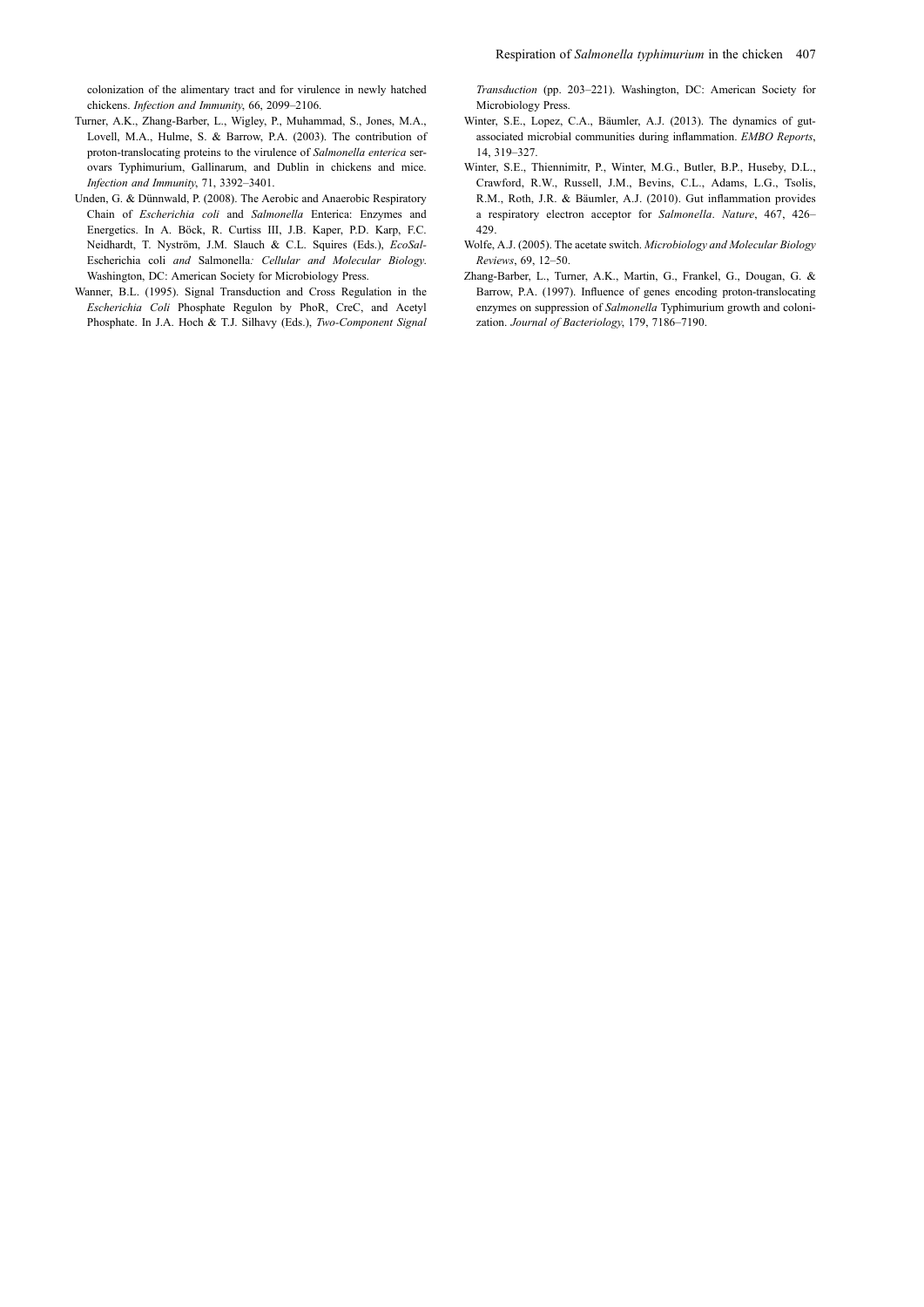colonization of the alimentary tract and for virulence in newly hatched chickens. *Infection and Immunity*, 66, 2099–2106.

Turner, A.K., Zhang-Barber, L., Wigley, P., Muhammad, S., Jones, M.A., Lovell, M.A., Hulme, S. & Barrow, P.A. (2003). The contribution of proton-translocating proteins to the virulence of *Salmonella enterica* serovars Typhimurium, Gallinarum, and Dublin in chickens and mice. *Infection and Immunity*, 71, 3392–3401.

Unden, G. & Dünnwald, P. (2008). The Aerobic and Anaerobic Respiratory Chain of *Escherichia coli* and *Salmonella* Enterica: Enzymes and Energetics. In A. Böck, R. Curtiss III, J.B. Kaper, P.D. Karp, F.C. Neidhardt, T. Nyström, J.M. Slauch & C.L. Squires (Eds.), *EcoSal-*Escherichia coli *and* Salmonella*: Cellular and Molecular Biology*. Washington, DC: American Society for Microbiology Press.

Wanner, B.L. (1995). Signal Transduction and Cross Regulation in the *Escherichia Coli* Phosphate Regulon by PhoR, CreC, and Acetyl Phosphate. In J.A. Hoch & T.J. Silhavy (Eds.), *Two-Component Signal Transduction* (pp. 203–221). Washington, DC: American Society for Microbiology Press.

Winter, S.E., Lopez, C.A., Bäumler, A.J. (2013). The dynamics of gut-associated microbial communities during inflammation. *EMBO Reports*, 14, 319–327.

Winter, S.E., Thiennimitr, P., Winter, M.G., Butler, B.P., Huseby, D.L., Crawford, R.W., Russell, J.M., Bevins, C.L., Adams, L.G., Tsolis, R.M., Roth, J.R. & Bäumler, A.J. (2010). Gut inflammation provides a respiratory electron acceptor for *Salmonella*. *Nature*, 467, 426–429.

Wolfe, A.J. (2005). The acetate switch. *Microbiology and Molecular Biology Reviews*, 69, 12–50.

Zhang-Barber, L., Turner, A.K., Martin, G., Frankel, G., Dougan, G. & Barrow, P.A. (1997). Influence of genes encoding proton-translocating enzymes on suppression of *Salmonella* Typhimurium growth and colonization. *Journal of Bacteriology*, 179, 7186–7190.